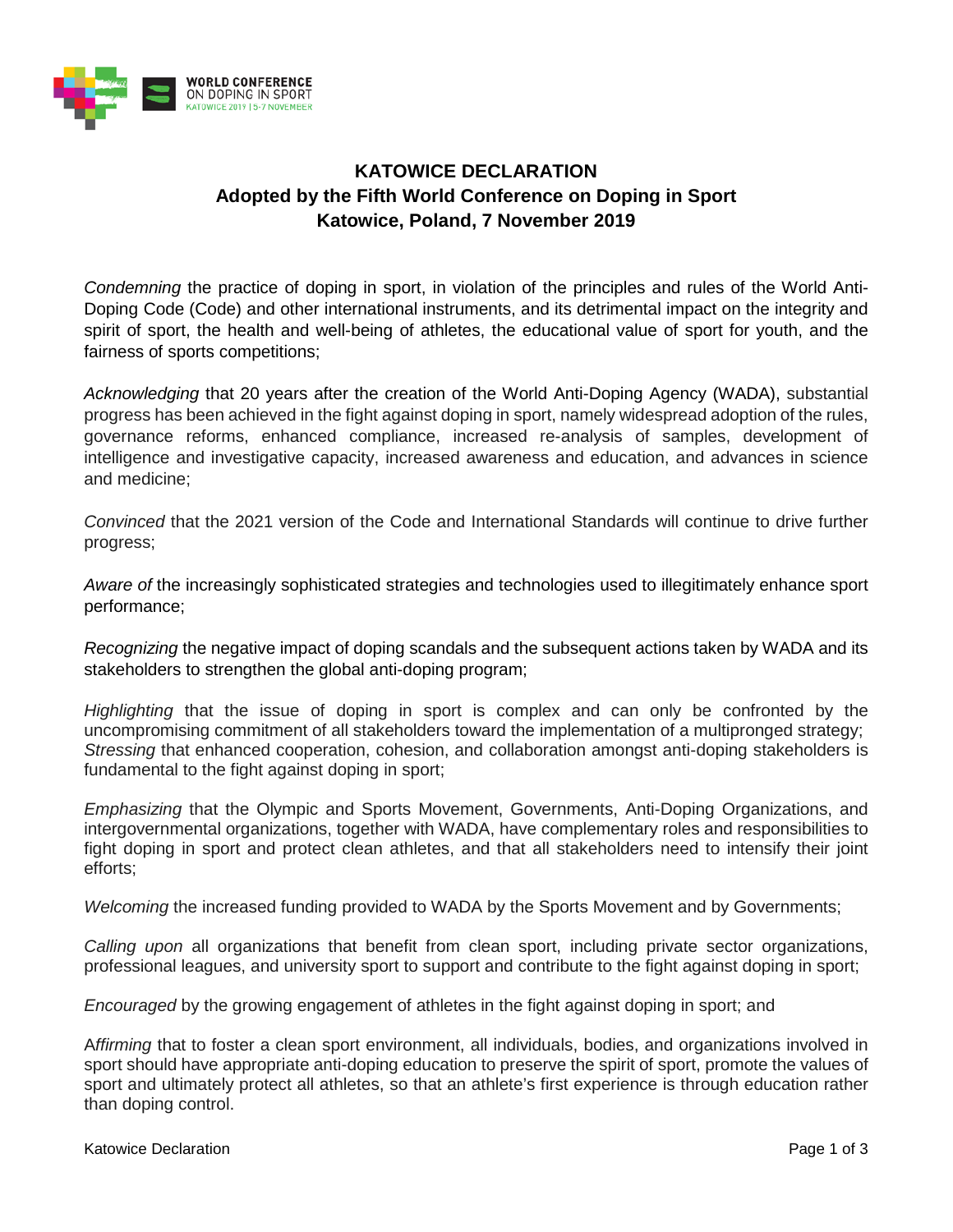WORLD CONFERENCE ON DOPING IN SPORT
KATOWICE 2019 | 5-7 NOVEMBER

# KATOWICE DECLARATION
## Adopted by the Fifth World Conference on Doping in Sport
## Katowice, Poland, 7 November 2019

*Condemning* the practice of doping in sport, in violation of the principles and rules of the World Anti-Doping Code (Code) and other international instruments, and its detrimental impact on the integrity and spirit of sport, the health and well-being of athletes, the educational value of sport for youth, and the fairness of sports competitions;

*Acknowledging* that 20 years after the creation of the World Anti-Doping Agency (WADA), substantial progress has been achieved in the fight against doping in sport, namely widespread adoption of the rules, governance reforms, enhanced compliance, increased re-analysis of samples, development of intelligence and investigative capacity, increased awareness and education, and advances in science and medicine;

*Convinced* that the 2021 version of the Code and International Standards will continue to drive further progress;

*Aware of* the increasingly sophisticated strategies and technologies used to illegitimately enhance sport performance;

*Recognizing* the negative impact of doping scandals and the subsequent actions taken by WADA and its stakeholders to strengthen the global anti-doping program;

*Highlighting* that the issue of doping in sport is complex and can only be confronted by the uncompromising commitment of all stakeholders toward the implementation of a multipronged strategy;
*Stressing* that enhanced cooperation, cohesion, and collaboration amongst anti-doping stakeholders is fundamental to the fight against doping in sport;

*Emphasizing* that the Olympic and Sports Movement, Governments, Anti-Doping Organizations, and intergovernmental organizations, together with WADA, have complementary roles and responsibilities to fight doping in sport and protect clean athletes, and that all stakeholders need to intensify their joint efforts;

*Welcoming* the increased funding provided to WADA by the Sports Movement and by Governments;

*Calling upon* all organizations that benefit from clean sport, including private sector organizations, professional leagues, and university sport to support and contribute to the fight against doping in sport;

*Encouraged* by the growing engagement of athletes in the fight against doping in sport; and

*Affirming* that to foster a clean sport environment, all individuals, bodies, and organizations involved in sport should have appropriate anti-doping education to preserve the spirit of sport, promote the values of sport and ultimately protect all athletes, so that an athlete's first experience is through education rather than doping control.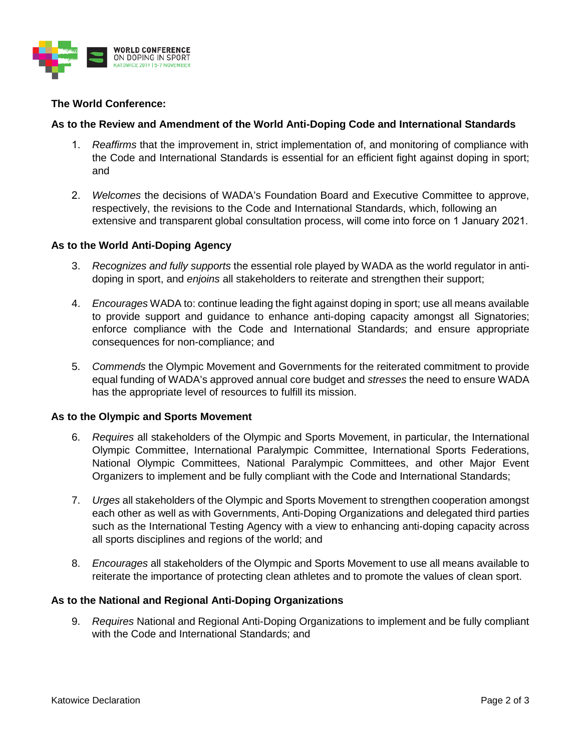**The World Conference:**

**As to the Review and Amendment of the World Anti-Doping Code and International Standards**

1. *Reaffirms* that the improvement in, strict implementation of, and monitoring of compliance with the Code and International Standards is essential for an efficient fight against doping in sport; and

2. *Welcomes* the decisions of WADA's Foundation Board and Executive Committee to approve, respectively, the revisions to the Code and International Standards, which, following an extensive and transparent global consultation process, will come into force on 1 January 2021.

**As to the World Anti-Doping Agency**

3. *Recognizes and fully supports* the essential role played by WADA as the world regulator in anti-doping in sport, and *enjoins* all stakeholders to reiterate and strengthen their support;

4. *Encourages* WADA to: continue leading the fight against doping in sport; use all means available to provide support and guidance to enhance anti-doping capacity amongst all Signatories; enforce compliance with the Code and International Standards; and ensure appropriate consequences for non-compliance; and

5. *Commends* the Olympic Movement and Governments for the reiterated commitment to provide equal funding of WADA's approved annual core budget and *stresses* the need to ensure WADA has the appropriate level of resources to fulfill its mission.

**As to the Olympic and Sports Movement**

6. *Requires* all stakeholders of the Olympic and Sports Movement, in particular, the International Olympic Committee, International Paralympic Committee, International Sports Federations, National Olympic Committees, National Paralympic Committees, and other Major Event Organizers to implement and be fully compliant with the Code and International Standards;

7. *Urges* all stakeholders of the Olympic and Sports Movement to strengthen cooperation amongst each other as well as with Governments, Anti-Doping Organizations and delegated third parties such as the International Testing Agency with a view to enhancing anti-doping capacity across all sports disciplines and regions of the world; and

8. *Encourages* all stakeholders of the Olympic and Sports Movement to use all means available to reiterate the importance of protecting clean athletes and to promote the values of clean sport.

**As to the National and Regional Anti-Doping Organizations**

9. *Requires* National and Regional Anti-Doping Organizations to implement and be fully compliant with the Code and International Standards; and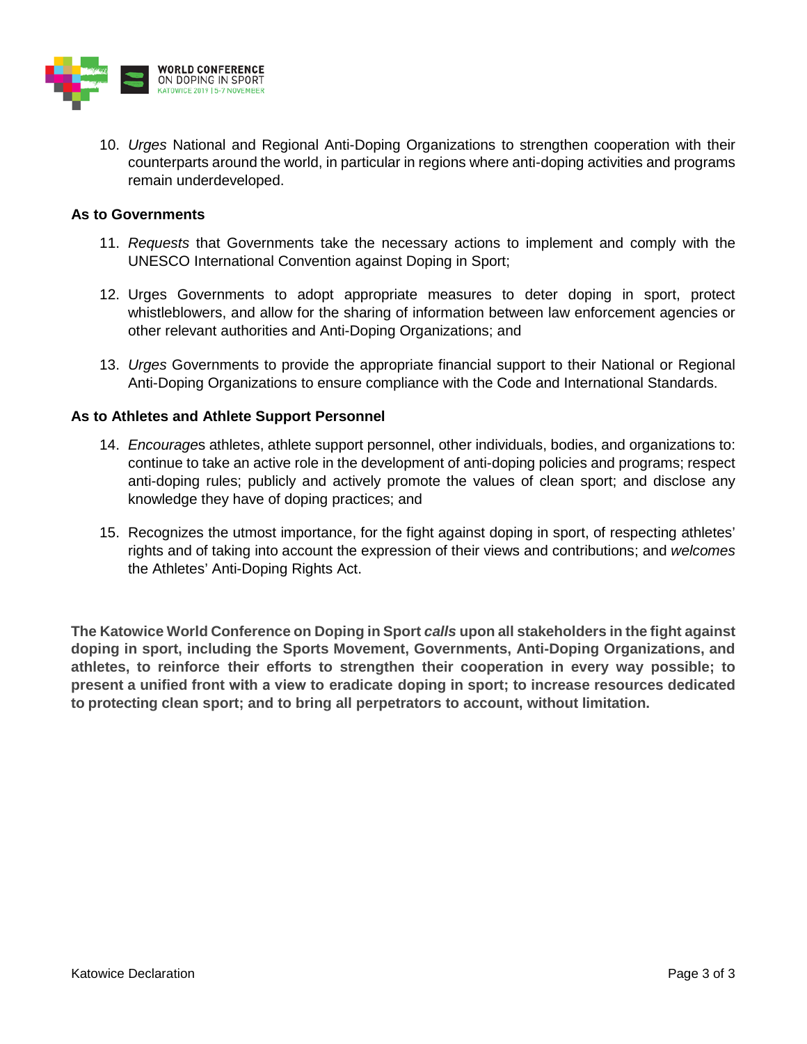10. *Urges* National and Regional Anti-Doping Organizations to strengthen cooperation with their counterparts around the world, in particular in regions where anti-doping activities and programs remain underdeveloped.

**As to Governments**

11. *Requests* that Governments take the necessary actions to implement and comply with the UNESCO International Convention against Doping in Sport;

12. Urges Governments to adopt appropriate measures to deter doping in sport, protect whistleblowers, and allow for the sharing of information between law enforcement agencies or other relevant authorities and Anti-Doping Organizations; and

13. *Urges* Governments to provide the appropriate financial support to their National or Regional Anti-Doping Organizations to ensure compliance with the Code and International Standards.

**As to Athletes and Athlete Support Personnel**

14. *Encourage*s athletes, athlete support personnel, other individuals, bodies, and organizations to: continue to take an active role in the development of anti-doping policies and programs; respect anti-doping rules; publicly and actively promote the values of clean sport; and disclose any knowledge they have of doping practices; and

15. Recognizes the utmost importance, for the fight against doping in sport, of respecting athletes' rights and of taking into account the expression of their views and contributions; and *welcomes* the Athletes' Anti-Doping Rights Act.

**The Katowice World Conference on Doping in Sport *calls* upon all stakeholders in the fight against doping in sport, including the Sports Movement, Governments, Anti-Doping Organizations, and athletes, to reinforce their efforts to strengthen their cooperation in every way possible; to present a unified front with a view to eradicate doping in sport; to increase resources dedicated to protecting clean sport; and to bring all perpetrators to account, without limitation.**